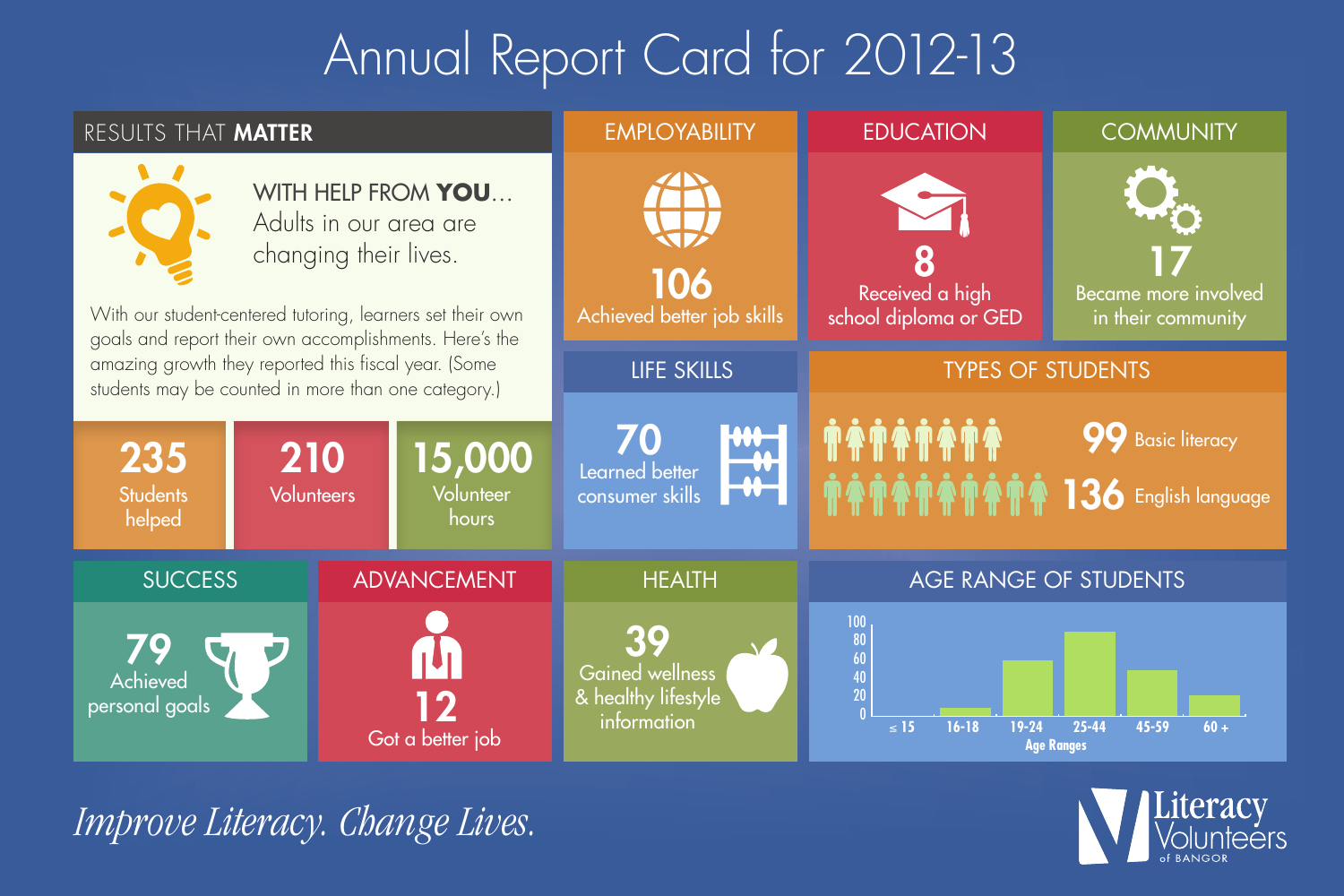# Annual Report Card for 2012-13

## RESULTS THAT **MATTER**

WITH HELP FROM **YOU**... Adults in our area are changing their lives.

With our student-centered tutoring, learners set their own goals and report their own accomplishments. Here's the amazing growth they reported this fiscal year. (Some students may be counted in more than one category.)

**235** Students helped

**210** Volunteers

**15,000** Volunteer hours

## EMPLOYABILITY

**106** Achieved better job skills

## EDUCATION

**8** Received a high school diploma or GED

## COMMUNITY

**17** Became more involved in their community

## LIFE SKILLS

**70** Learned better consumer skills

## TYPES OF STUDENTS

**99** Basic literacy

**136** English language

## SUCCESS

**79** Achieved personal goals

## ADVANCEMENT

**12** Got a better job

## HEALTH

**39** Gained wellness & healthy lifestyle information

## AGE RANGE OF STUDENTS

Age Ranges: ≤ 15, 16-18, 19-24, 25-44, 45-59, 60 +

*Improve Literacy. Change Lives.*

Literacy Volunteers of BANGOR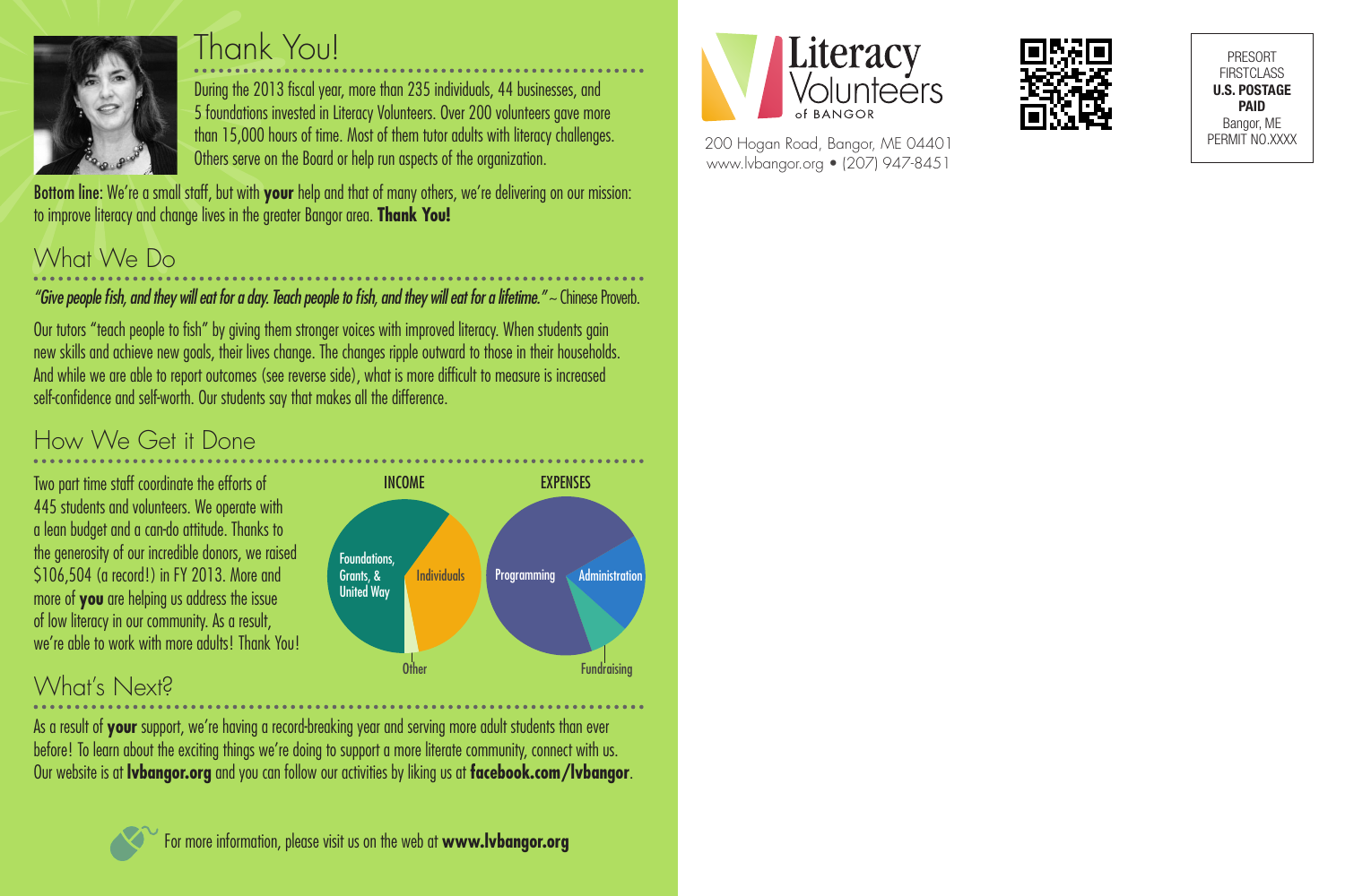## Thank You!

During the 2013 fiscal year, more than 235 individuals, 44 businesses, and 5 foundations invested in Literacy Volunteers. Over 200 volunteers gave more than 15,000 hours of time. Most of them tutor adults with literacy challenges. Others serve on the Board or help run aspects of the organization.

**Bottom line:** We're a small staff, but with **your** help and that of many others, we're delivering on our mission: to improve literacy and change lives in the greater Bangor area. **Thank You!**

## What We Do

*"Give people fish, and they will eat for a day. Teach people to fish, and they will eat for a lifetime."* ~ Chinese Proverb.

Our tutors "teach people to fish" by giving them stronger voices with improved literacy. When students gain new skills and achieve new goals, their lives change. The changes ripple outward to those in their households. And while we are able to report outcomes (see reverse side), what is more difficult to measure is increased self-confidence and self-worth. Our students say that makes all the difference.

## How We Get it Done

Two part time staff coordinate the efforts of 445 students and volunteers. We operate with a lean budget and a can-do attitude. Thanks to the generosity of our incredible donors, we raised $106,504 (a record!) in FY 2013. More and more of **you** are helping us address the issue of low literacy in our community. As a result, we're able to work with more adults! Thank You!

INCOME

Foundations, Grants, & United Way

Individuals

Other

EXPENSES

Programming

Administration

Fundraising

## What's Next?

As a result of **your** support, we're having a record-breaking year and serving more adult students than ever before! To learn about the exciting things we're doing to support a more literate community, connect with us. Our website is at **lvbangor.org** and you can follow our activities by liking us at **facebook.com/lvbangor**.

For more information, please visit us on the web at **www.lvbangor.org**

Literacy Volunteers of BANGOR

200 Hogan Road, Bangor, ME 04401
www.lvbangor.org • (207) 947-8451

PRESORT
FIRSTCLASS
**U.S. POSTAGE**
**PAID**
Bangor, ME
PERMIT NO.XXXX